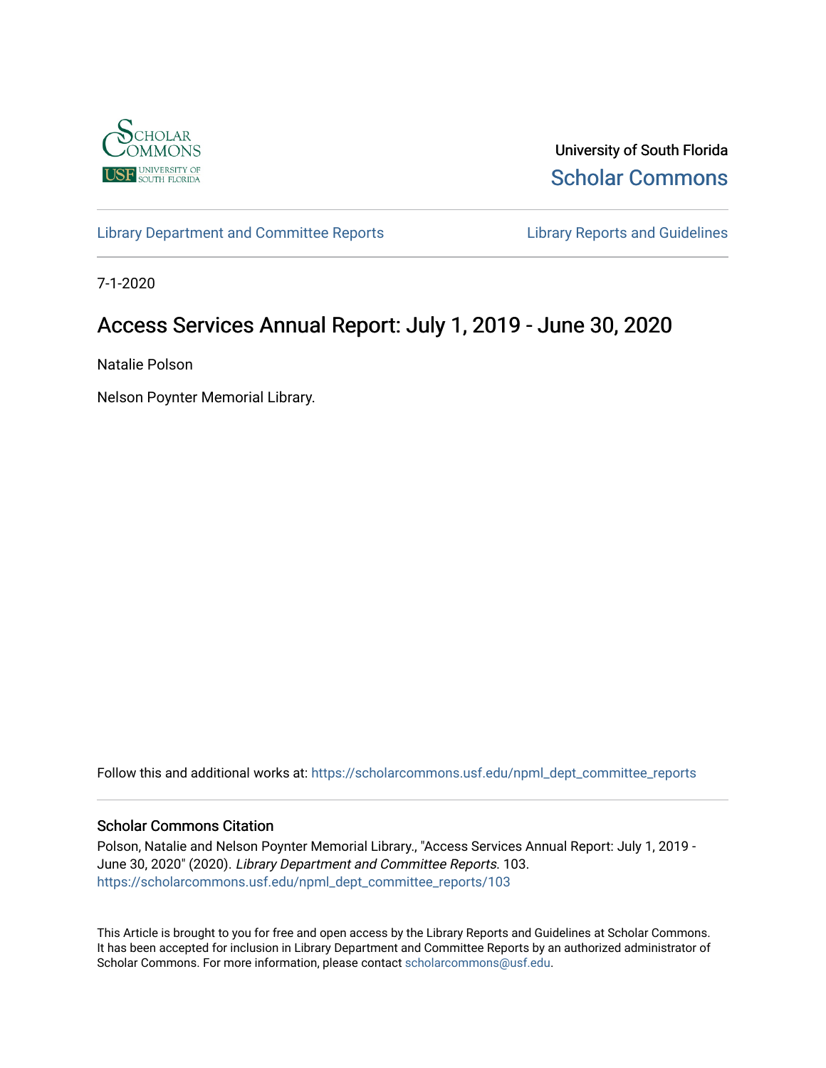University of South Florida

Scholar Commons

Library Department and Committee Reports

Library Reports and Guidelines

7-1-2020

# Access Services Annual Report: July 1, 2019 - June 30, 2020

Natalie Polson

Nelson Poynter Memorial Library.

Follow this and additional works at: https://scholarcommons.usf.edu/npml_dept_committee_reports

### Scholar Commons Citation

Polson, Natalie and Nelson Poynter Memorial Library., "Access Services Annual Report: July 1, 2019 - June 30, 2020" (2020). *Library Department and Committee Reports*. 103.
https://scholarcommons.usf.edu/npml_dept_committee_reports/103

This Article is brought to you for free and open access by the Library Reports and Guidelines at Scholar Commons. It has been accepted for inclusion in Library Department and Committee Reports by an authorized administrator of Scholar Commons. For more information, please contact scholarcommons@usf.edu.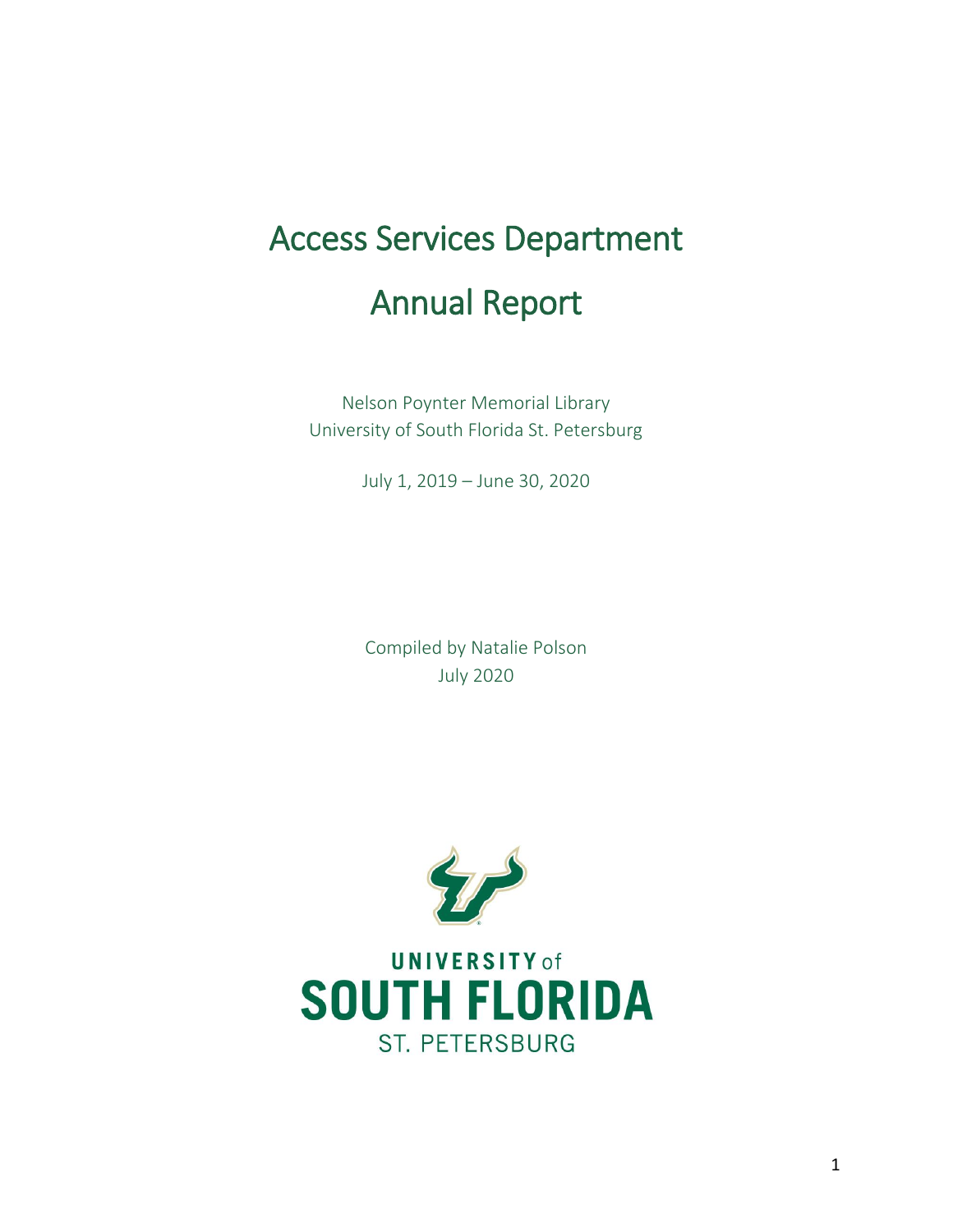# Access Services Department

# Annual Report

Nelson Poynter Memorial Library
University of South Florida St. Petersburg

July 1, 2019 – June 30, 2020

Compiled by Natalie Polson
July 2020

UNIVERSITY of
SOUTH FLORIDA
ST. PETERSBURG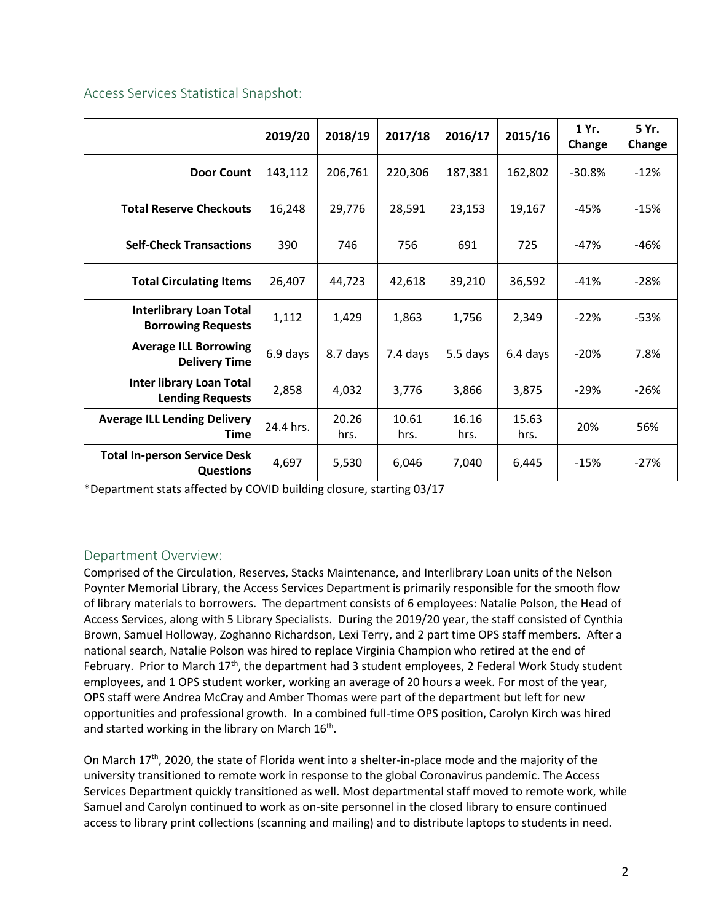## Access Services Statistical Snapshot:

| | 2019/20 | 2018/19 | 2017/18 | 2016/17 | 2015/16 | 1 Yr. Change | 5 Yr. Change |
|---|---|---|---|---|---|---|---|
| **Door Count** | 143,112 | 206,761 | 220,306 | 187,381 | 162,802 | -30.8% | -12% |
| **Total Reserve Checkouts** | 16,248 | 29,776 | 28,591 | 23,153 | 19,167 | -45% | -15% |
| **Self-Check Transactions** | 390 | 746 | 756 | 691 | 725 | -47% | -46% |
| **Total Circulating Items** | 26,407 | 44,723 | 42,618 | 39,210 | 36,592 | -41% | -28% |
| **Interlibrary Loan Total Borrowing Requests** | 1,112 | 1,429 | 1,863 | 1,756 | 2,349 | -22% | -53% |
| **Average ILL Borrowing Delivery Time** | 6.9 days | 8.7 days | 7.4 days | 5.5 days | 6.4 days | -20% | 7.8% |
| **Inter library Loan Total Lending Requests** | 2,858 | 4,032 | 3,776 | 3,866 | 3,875 | -29% | -26% |
| **Average ILL Lending Delivery Time** | 24.4 hrs. | 20.26 hrs. | 10.61 hrs. | 16.16 hrs. | 15.63 hrs. | 20% | 56% |
| **Total In-person Service Desk Questions** | 4,697 | 5,530 | 6,046 | 7,040 | 6,445 | -15% | -27% |

*Department stats affected by COVID building closure, starting 03/17

## Department Overview:

Comprised of the Circulation, Reserves, Stacks Maintenance, and Interlibrary Loan units of the Nelson Poynter Memorial Library, the Access Services Department is primarily responsible for the smooth flow of library materials to borrowers. The department consists of 6 employees: Natalie Polson, the Head of Access Services, along with 5 Library Specialists. During the 2019/20 year, the staff consisted of Cynthia Brown, Samuel Holloway, Zoghanno Richardson, Lexi Terry, and 2 part time OPS staff members. After a national search, Natalie Polson was hired to replace Virginia Champion who retired at the end of February. Prior to March 17th, the department had 3 student employees, 2 Federal Work Study student employees, and 1 OPS student worker, working an average of 20 hours a week. For most of the year, OPS staff were Andrea McCray and Amber Thomas were part of the department but left for new opportunities and professional growth. In a combined full-time OPS position, Carolyn Kirch was hired and started working in the library on March 16th.

On March 17th, 2020, the state of Florida went into a shelter-in-place mode and the majority of the university transitioned to remote work in response to the global Coronavirus pandemic. The Access Services Department quickly transitioned as well. Most departmental staff moved to remote work, while Samuel and Carolyn continued to work as on-site personnel in the closed library to ensure continued access to library print collections (scanning and mailing) and to distribute laptops to students in need.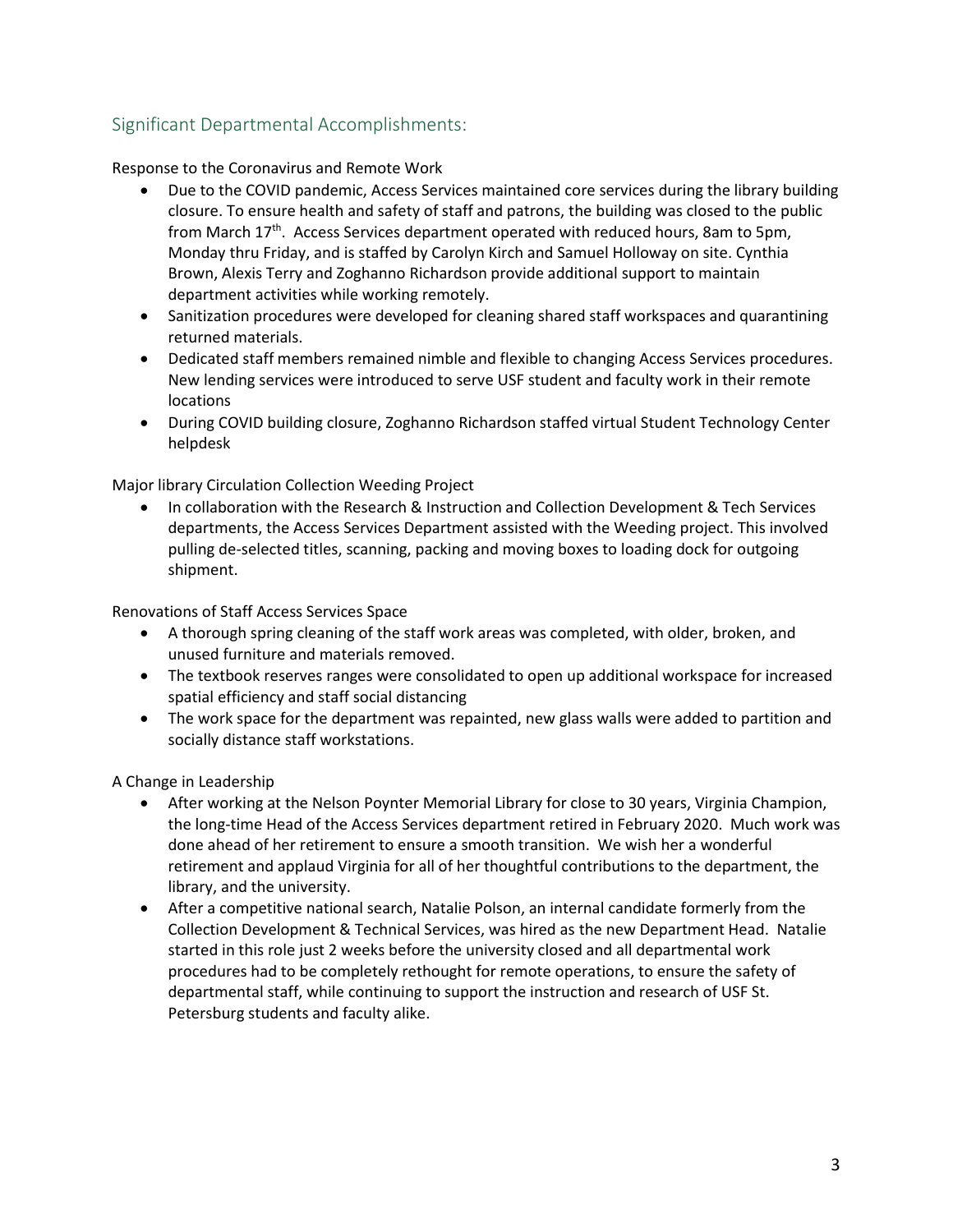## Significant Departmental Accomplishments:

Response to the Coronavirus and Remote Work

- Due to the COVID pandemic, Access Services maintained core services during the library building closure. To ensure health and safety of staff and patrons, the building was closed to the public from March 17th. Access Services department operated with reduced hours, 8am to 5pm, Monday thru Friday, and is staffed by Carolyn Kirch and Samuel Holloway on site. Cynthia Brown, Alexis Terry and Zoghanno Richardson provide additional support to maintain department activities while working remotely.
- Sanitization procedures were developed for cleaning shared staff workspaces and quarantining returned materials.
- Dedicated staff members remained nimble and flexible to changing Access Services procedures. New lending services were introduced to serve USF student and faculty work in their remote locations
- During COVID building closure, Zoghanno Richardson staffed virtual Student Technology Center helpdesk

Major library Circulation Collection Weeding Project

- In collaboration with the Research & Instruction and Collection Development & Tech Services departments, the Access Services Department assisted with the Weeding project. This involved pulling de-selected titles, scanning, packing and moving boxes to loading dock for outgoing shipment.

Renovations of Staff Access Services Space

- A thorough spring cleaning of the staff work areas was completed, with older, broken, and unused furniture and materials removed.
- The textbook reserves ranges were consolidated to open up additional workspace for increased spatial efficiency and staff social distancing
- The work space for the department was repainted, new glass walls were added to partition and socially distance staff workstations.

A Change in Leadership

- After working at the Nelson Poynter Memorial Library for close to 30 years, Virginia Champion, the long-time Head of the Access Services department retired in February 2020. Much work was done ahead of her retirement to ensure a smooth transition. We wish her a wonderful retirement and applaud Virginia for all of her thoughtful contributions to the department, the library, and the university.
- After a competitive national search, Natalie Polson, an internal candidate formerly from the Collection Development & Technical Services, was hired as the new Department Head. Natalie started in this role just 2 weeks before the university closed and all departmental work procedures had to be completely rethought for remote operations, to ensure the safety of departmental staff, while continuing to support the instruction and research of USF St. Petersburg students and faculty alike.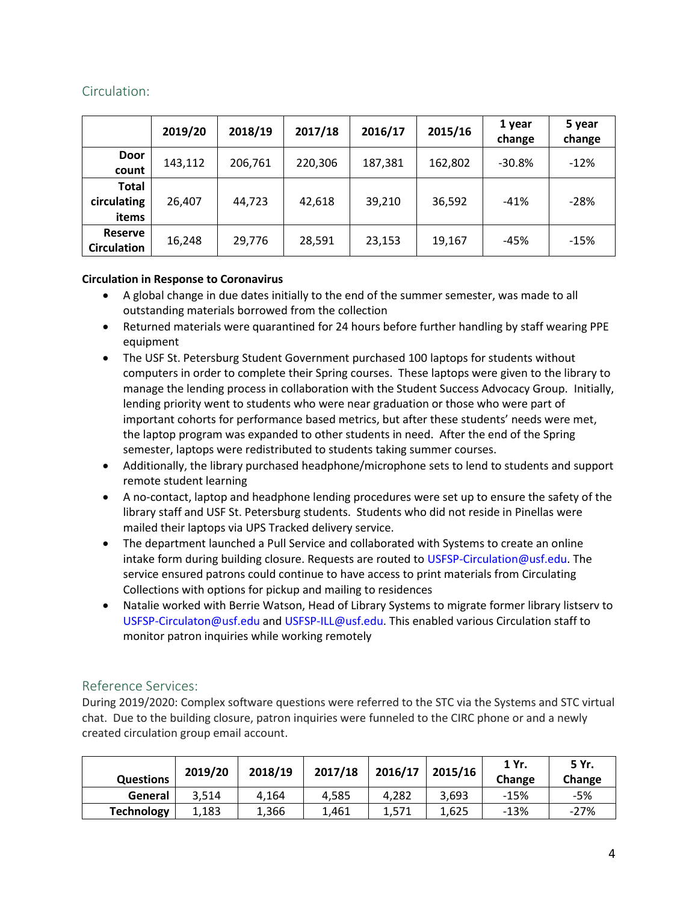## Circulation:

| | 2019/20 | 2018/19 | 2017/18 | 2016/17 | 2015/16 | 1 year change | 5 year change |
|---|---|---|---|---|---|---|---|
| Door count | 143,112 | 206,761 | 220,306 | 187,381 | 162,802 | -30.8% | -12% |
| Total circulating items | 26,407 | 44,723 | 42,618 | 39,210 | 36,592 | -41% | -28% |
| Reserve Circulation | 16,248 | 29,776 | 28,591 | 23,153 | 19,167 | -45% | -15% |

**Circulation in Response to Coronavirus**

- A global change in due dates initially to the end of the summer semester, was made to all outstanding materials borrowed from the collection
- Returned materials were quarantined for 24 hours before further handling by staff wearing PPE equipment
- The USF St. Petersburg Student Government purchased 100 laptops for students without computers in order to complete their Spring courses. These laptops were given to the library to manage the lending process in collaboration with the Student Success Advocacy Group. Initially, lending priority went to students who were near graduation or those who were part of important cohorts for performance based metrics, but after these students' needs were met, the laptop program was expanded to other students in need. After the end of the Spring semester, laptops were redistributed to students taking summer courses.
- Additionally, the library purchased headphone/microphone sets to lend to students and support remote student learning
- A no-contact, laptop and headphone lending procedures were set up to ensure the safety of the library staff and USF St. Petersburg students. Students who did not reside in Pinellas were mailed their laptops via UPS Tracked delivery service.
- The department launched a Pull Service and collaborated with Systems to create an online intake form during building closure. Requests are routed to USFSP-Circulation@usf.edu. The service ensured patrons could continue to have access to print materials from Circulating Collections with options for pickup and mailing to residences
- Natalie worked with Berrie Watson, Head of Library Systems to migrate former library listserv to USFSP-Circulaton@usf.edu and USFSP-ILL@usf.edu. This enabled various Circulation staff to monitor patron inquiries while working remotely

## Reference Services:

During 2019/2020: Complex software questions were referred to the STC via the Systems and STC virtual chat. Due to the building closure, patron inquiries were funneled to the CIRC phone or and a newly created circulation group email account.

| Questions | 2019/20 | 2018/19 | 2017/18 | 2016/17 | 2015/16 | 1 Yr. Change | 5 Yr. Change |
|---|---|---|---|---|---|---|---|
| General | 3,514 | 4,164 | 4,585 | 4,282 | 3,693 | -15% | -5% |
| Technology | 1,183 | 1,366 | 1,461 | 1,571 | 1,625 | -13% | -27% |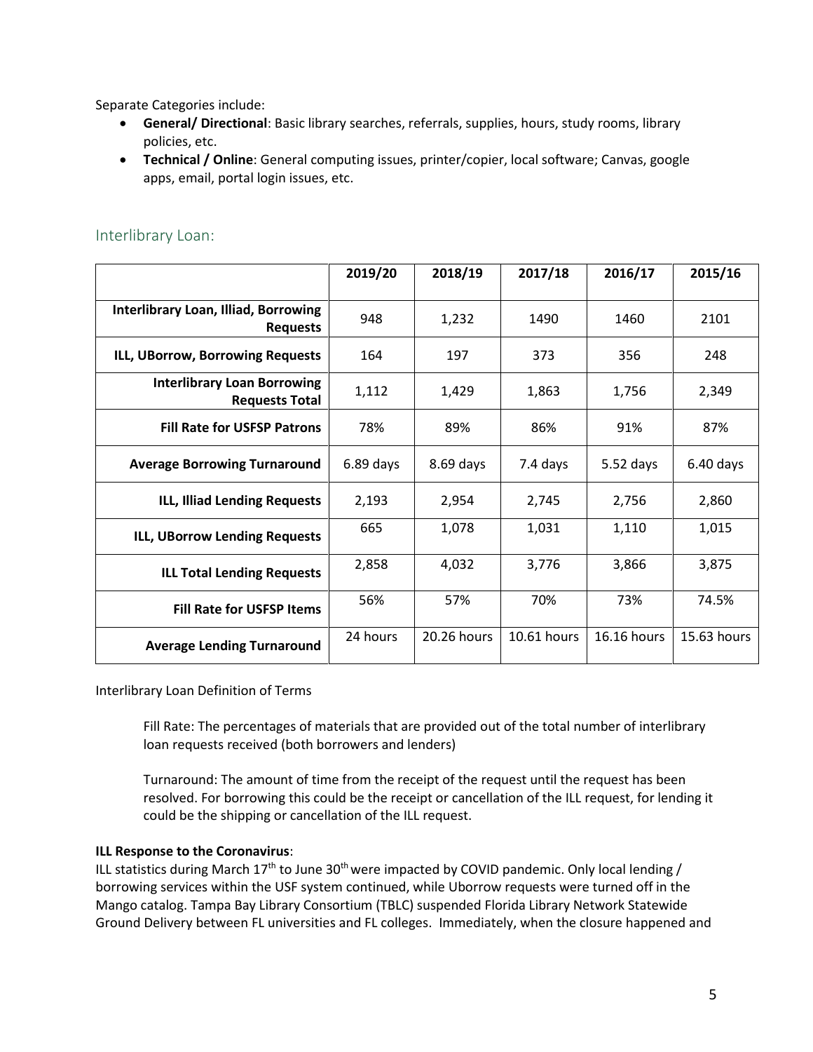Separate Categories include:

- **General/ Directional**: Basic library searches, referrals, supplies, hours, study rooms, library policies, etc.
- **Technical / Online**: General computing issues, printer/copier, local software; Canvas, google apps, email, portal login issues, etc.

## Interlibrary Loan:

| | 2019/20 | 2018/19 | 2017/18 | 2016/17 | 2015/16 |
|---|---|---|---|---|---|
| **Interlibrary Loan, Illiad, Borrowing Requests** | 948 | 1,232 | 1490 | 1460 | 2101 |
| **ILL, UBorrow, Borrowing Requests** | 164 | 197 | 373 | 356 | 248 |
| **Interlibrary Loan Borrowing Requests Total** | 1,112 | 1,429 | 1,863 | 1,756 | 2,349 |
| **Fill Rate for USFSP Patrons** | 78% | 89% | 86% | 91% | 87% |
| **Average Borrowing Turnaround** | 6.89 days | 8.69 days | 7.4 days | 5.52 days | 6.40 days |
| **ILL, Illiad Lending Requests** | 2,193 | 2,954 | 2,745 | 2,756 | 2,860 |
| **ILL, UBorrow Lending Requests** | 665 | 1,078 | 1,031 | 1,110 | 1,015 |
| **ILL Total Lending Requests** | 2,858 | 4,032 | 3,776 | 3,866 | 3,875 |
| **Fill Rate for USFSP Items** | 56% | 57% | 70% | 73% | 74.5% |
| **Average Lending Turnaround** | 24 hours | 20.26 hours | 10.61 hours | 16.16 hours | 15.63 hours |

Interlibrary Loan Definition of Terms

Fill Rate: The percentages of materials that are provided out of the total number of interlibrary loan requests received (both borrowers and lenders)

Turnaround: The amount of time from the receipt of the request until the request has been resolved. For borrowing this could be the receipt or cancellation of the ILL request, for lending it could be the shipping or cancellation of the ILL request.

**ILL Response to the Coronavirus**:
ILL statistics during March 17th to June 30th were impacted by COVID pandemic. Only local lending / borrowing services within the USF system continued, while Uborrow requests were turned off in the Mango catalog. Tampa Bay Library Consortium (TBLC) suspended Florida Library Network Statewide Ground Delivery between FL universities and FL colleges. Immediately, when the closure happened and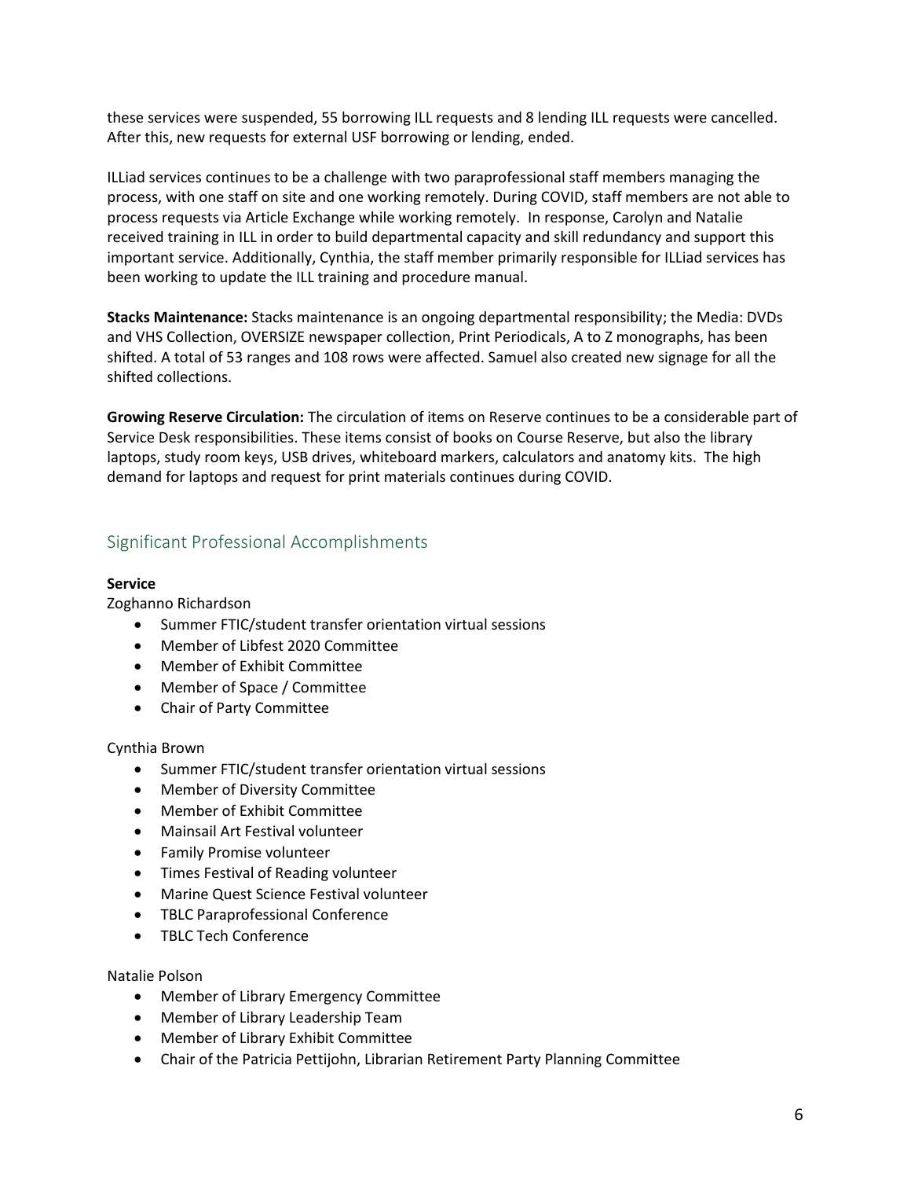these services were suspended, 55 borrowing ILL requests and 8 lending ILL requests were cancelled. After this, new requests for external USF borrowing or lending, ended.

ILLiad services continues to be a challenge with two paraprofessional staff members managing the process, with one staff on site and one working remotely. During COVID, staff members are not able to process requests via Article Exchange while working remotely. In response, Carolyn and Natalie received training in ILL in order to build departmental capacity and skill redundancy and support this important service. Additionally, Cynthia, the staff member primarily responsible for ILLiad services has been working to update the ILL training and procedure manual.

**Stacks Maintenance:** Stacks maintenance is an ongoing departmental responsibility; the Media: DVDs and VHS Collection, OVERSIZE newspaper collection, Print Periodicals, A to Z monographs, has been shifted. A total of 53 ranges and 108 rows were affected. Samuel also created new signage for all the shifted collections.

**Growing Reserve Circulation:** The circulation of items on Reserve continues to be a considerable part of Service Desk responsibilities. These items consist of books on Course Reserve, but also the library laptops, study room keys, USB drives, whiteboard markers, calculators and anatomy kits. The high demand for laptops and request for print materials continues during COVID.

## Significant Professional Accomplishments

**Service**

Zoghanno Richardson

- Summer FTIC/student transfer orientation virtual sessions
- Member of Libfest 2020 Committee
- Member of Exhibit Committee
- Member of Space / Committee
- Chair of Party Committee

Cynthia Brown

- Summer FTIC/student transfer orientation virtual sessions
- Member of Diversity Committee
- Member of Exhibit Committee
- Mainsail Art Festival volunteer
- Family Promise volunteer
- Times Festival of Reading volunteer
- Marine Quest Science Festival volunteer
- TBLC Paraprofessional Conference
- TBLC Tech Conference

Natalie Polson

- Member of Library Emergency Committee
- Member of Library Leadership Team
- Member of Library Exhibit Committee
- Chair of the Patricia Pettijohn, Librarian Retirement Party Planning Committee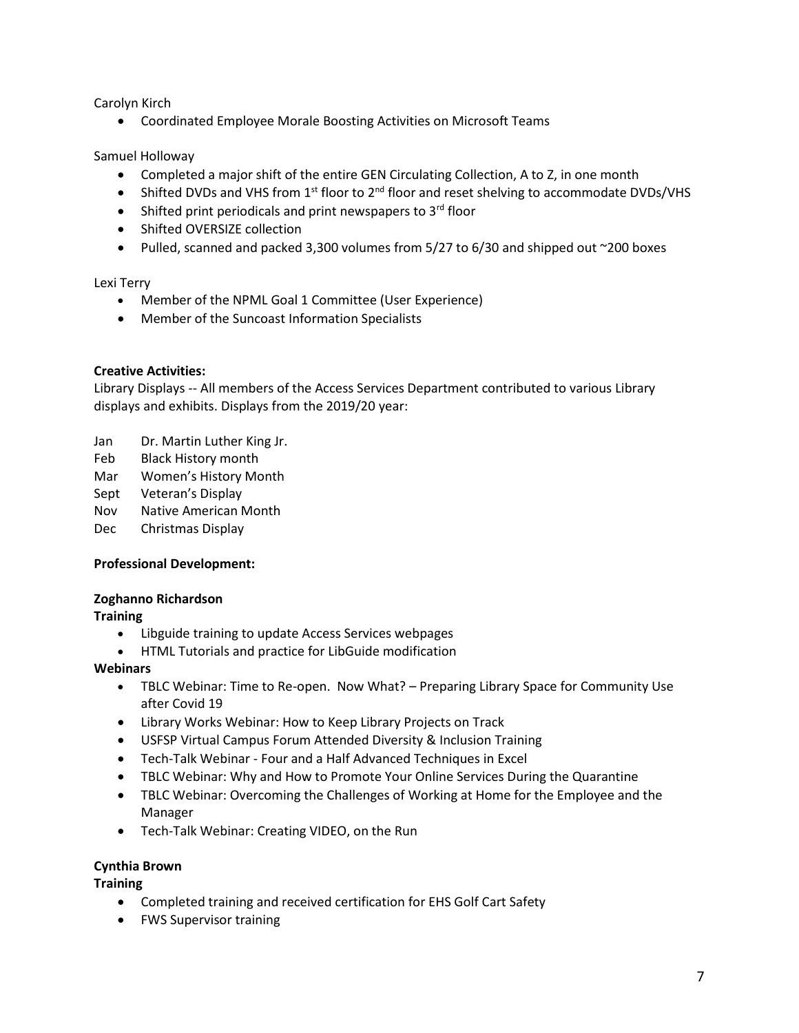Carolyn Kirch

- Coordinated Employee Morale Boosting Activities on Microsoft Teams

Samuel Holloway

- Completed a major shift of the entire GEN Circulating Collection, A to Z, in one month
- Shifted DVDs and VHS from 1st floor to 2nd floor and reset shelving to accommodate DVDs/VHS
- Shifted print periodicals and print newspapers to 3rd floor
- Shifted OVERSIZE collection
- Pulled, scanned and packed 3,300 volumes from 5/27 to 6/30 and shipped out ~200 boxes

Lexi Terry

- Member of the NPML Goal 1 Committee (User Experience)
- Member of the Suncoast Information Specialists

**Creative Activities:**

Library Displays -- All members of the Access Services Department contributed to various Library displays and exhibits. Displays from the 2019/20 year:

Jan Dr. Martin Luther King Jr.
Feb Black History month
Mar Women's History Month
Sept Veteran's Display
Nov Native American Month
Dec Christmas Display

**Professional Development:**

**Zoghanno Richardson**

**Training**

- Libguide training to update Access Services webpages
- HTML Tutorials and practice for LibGuide modification

**Webinars**

- TBLC Webinar: Time to Re-open. Now What? – Preparing Library Space for Community Use after Covid 19
- Library Works Webinar: How to Keep Library Projects on Track
- USFSP Virtual Campus Forum Attended Diversity & Inclusion Training
- Tech-Talk Webinar - Four and a Half Advanced Techniques in Excel
- TBLC Webinar: Why and How to Promote Your Online Services During the Quarantine
- TBLC Webinar: Overcoming the Challenges of Working at Home for the Employee and the Manager
- Tech-Talk Webinar: Creating VIDEO, on the Run

**Cynthia Brown**

**Training**

- Completed training and received certification for EHS Golf Cart Safety
- FWS Supervisor training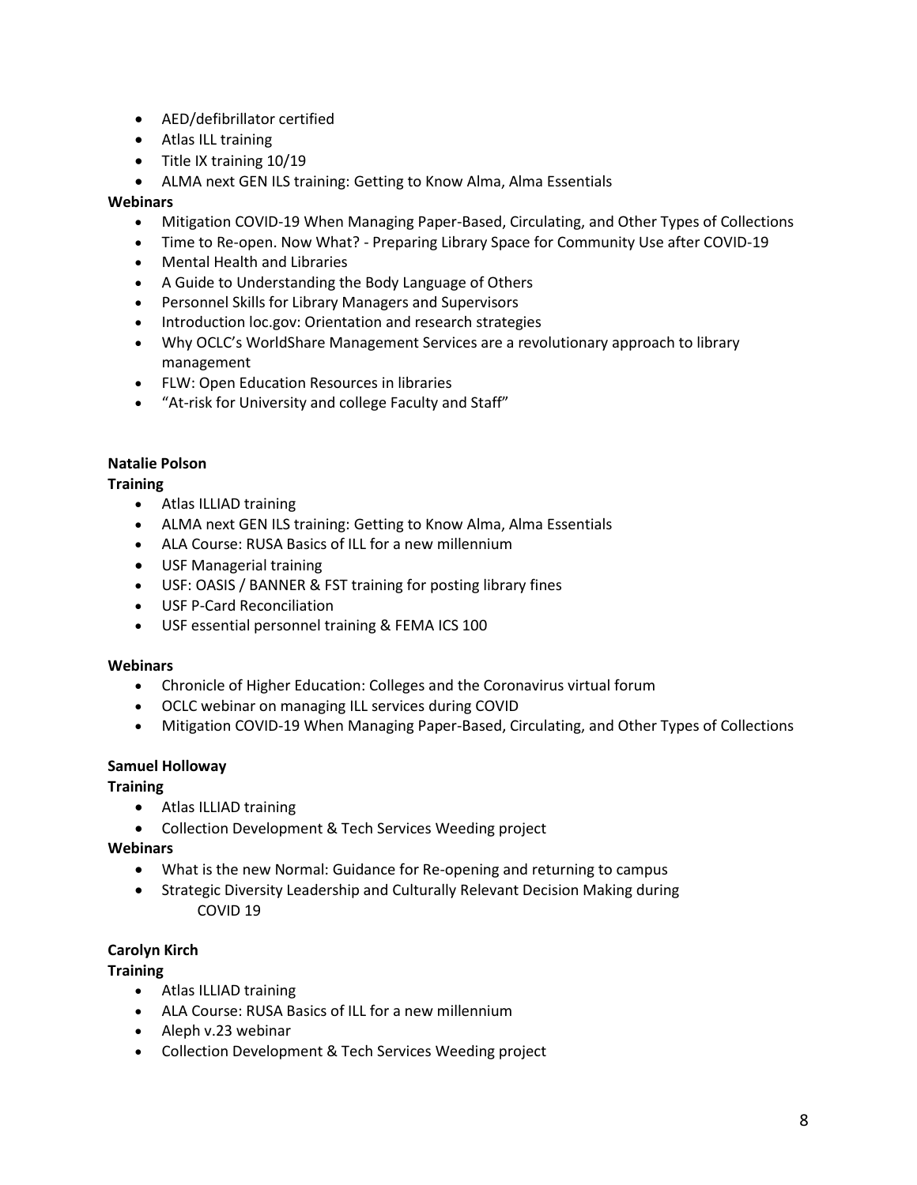- AED/defibrillator certified
- Atlas ILL training
- Title IX training 10/19
- ALMA next GEN ILS training: Getting to Know Alma, Alma Essentials

**Webinars**

- Mitigation COVID-19 When Managing Paper-Based, Circulating, and Other Types of Collections
- Time to Re-open. Now What? - Preparing Library Space for Community Use after COVID-19
- Mental Health and Libraries
- A Guide to Understanding the Body Language of Others
- Personnel Skills for Library Managers and Supervisors
- Introduction loc.gov: Orientation and research strategies
- Why OCLC's WorldShare Management Services are a revolutionary approach to library management
- FLW: Open Education Resources in libraries
- "At-risk for University and college Faculty and Staff"

**Natalie Polson**

**Training**

- Atlas ILLIAD training
- ALMA next GEN ILS training: Getting to Know Alma, Alma Essentials
- ALA Course: RUSA Basics of ILL for a new millennium
- USF Managerial training
- USF: OASIS / BANNER & FST training for posting library fines
- USF P-Card Reconciliation
- USF essential personnel training & FEMA ICS 100

**Webinars**

- Chronicle of Higher Education: Colleges and the Coronavirus virtual forum
- OCLC webinar on managing ILL services during COVID
- Mitigation COVID-19 When Managing Paper-Based, Circulating, and Other Types of Collections

**Samuel Holloway**

**Training**

- Atlas ILLIAD training
- Collection Development & Tech Services Weeding project

**Webinars**

- What is the new Normal: Guidance for Re-opening and returning to campus
- Strategic Diversity Leadership and Culturally Relevant Decision Making during COVID 19

**Carolyn Kirch**

**Training**

- Atlas ILLIAD training
- ALA Course: RUSA Basics of ILL for a new millennium
- Aleph v.23 webinar
- Collection Development & Tech Services Weeding project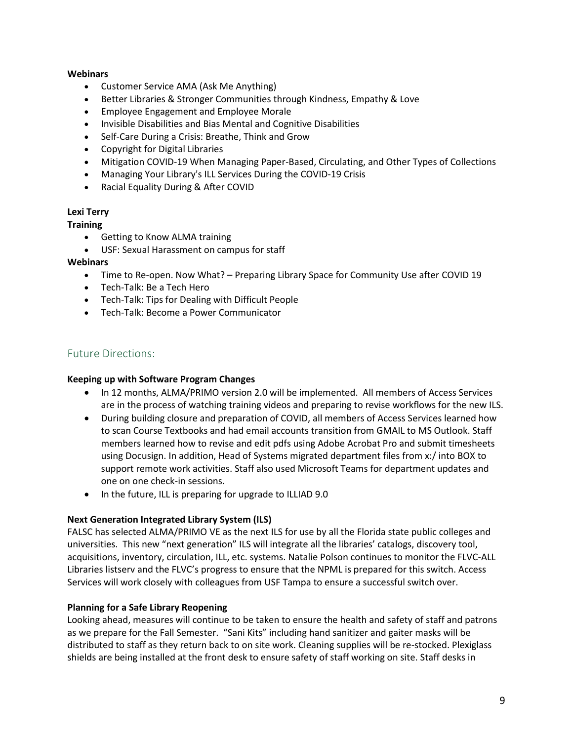**Webinars**

- Customer Service AMA (Ask Me Anything)
- Better Libraries & Stronger Communities through Kindness, Empathy & Love
- Employee Engagement and Employee Morale
- Invisible Disabilities and Bias Mental and Cognitive Disabilities
- Self-Care During a Crisis: Breathe, Think and Grow
- Copyright for Digital Libraries
- Mitigation COVID-19 When Managing Paper-Based, Circulating, and Other Types of Collections
- Managing Your Library's ILL Services During the COVID-19 Crisis
- Racial Equality During & After COVID

**Lexi Terry**

**Training**

- Getting to Know ALMA training
- USF: Sexual Harassment on campus for staff

**Webinars**

- Time to Re-open. Now What? – Preparing Library Space for Community Use after COVID 19
- Tech-Talk: Be a Tech Hero
- Tech-Talk: Tips for Dealing with Difficult People
- Tech-Talk: Become a Power Communicator

## Future Directions:

**Keeping up with Software Program Changes**

- In 12 months, ALMA/PRIMO version 2.0 will be implemented. All members of Access Services are in the process of watching training videos and preparing to revise workflows for the new ILS.
- During building closure and preparation of COVID, all members of Access Services learned how to scan Course Textbooks and had email accounts transition from GMAIL to MS Outlook. Staff members learned how to revise and edit pdfs using Adobe Acrobat Pro and submit timesheets using Docusign. In addition, Head of Systems migrated department files from x:/ into BOX to support remote work activities. Staff also used Microsoft Teams for department updates and one on one check-in sessions.
- In the future, ILL is preparing for upgrade to ILLIAD 9.0

**Next Generation Integrated Library System (ILS)**

FALSC has selected ALMA/PRIMO VE as the next ILS for use by all the Florida state public colleges and universities. This new "next generation" ILS will integrate all the libraries' catalogs, discovery tool, acquisitions, inventory, circulation, ILL, etc. systems. Natalie Polson continues to monitor the FLVC-ALL Libraries listserv and the FLVC's progress to ensure that the NPML is prepared for this switch. Access Services will work closely with colleagues from USF Tampa to ensure a successful switch over.

**Planning for a Safe Library Reopening**

Looking ahead, measures will continue to be taken to ensure the health and safety of staff and patrons as we prepare for the Fall Semester. "Sani Kits" including hand sanitizer and gaiter masks will be distributed to staff as they return back to on site work. Cleaning supplies will be re-stocked. Plexiglass shields are being installed at the front desk to ensure safety of staff working on site. Staff desks in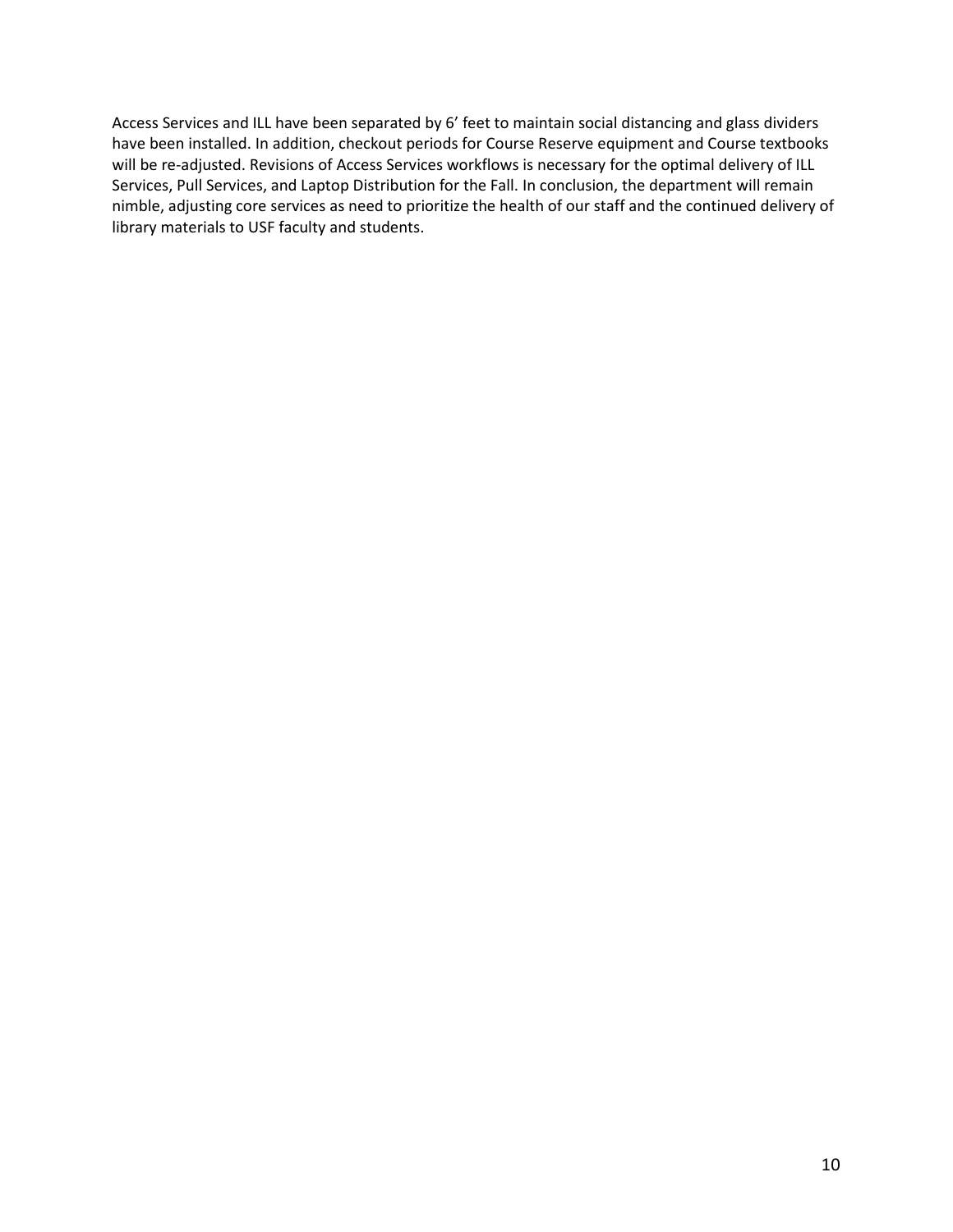Access Services and ILL have been separated by 6' feet to maintain social distancing and glass dividers have been installed. In addition, checkout periods for Course Reserve equipment and Course textbooks will be re-adjusted. Revisions of Access Services workflows is necessary for the optimal delivery of ILL Services, Pull Services, and Laptop Distribution for the Fall. In conclusion, the department will remain nimble, adjusting core services as need to prioritize the health of our staff and the continued delivery of library materials to USF faculty and students.